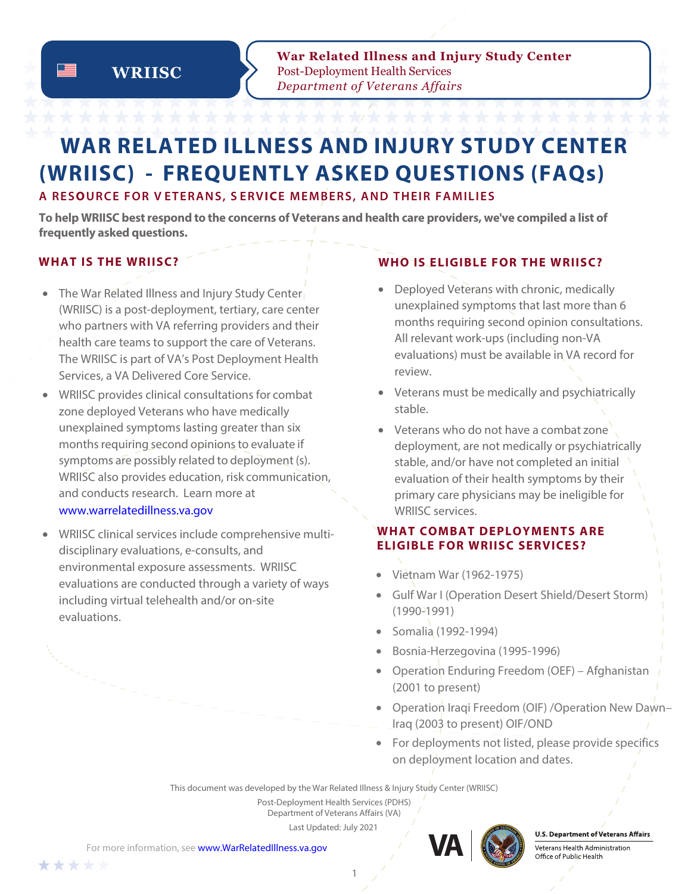**WRIISC**

**War Related Illness and Injury Study Center**
Post-Deployment Health Services
*Department of Veterans Affairs*

# WAR RELATED ILLNESS AND INJURY STUDY CENTER (WRIISC) - FREQUENTLY ASKED QUESTIONS (FAQs)

### A RESOURCE FOR VETERANS, SERVICE MEMBERS, AND THEIR FAMILIES

**To help WRIISC best respond to the concerns of Veterans and health care providers, we've compiled a list of frequently asked questions.**

## WHAT IS THE WRIISC?

- The War Related Illness and Injury Study Center (WRIISC) is a post-deployment, tertiary, care center who partners with VA referring providers and their health care teams to support the care of Veterans. The WRIISC is part of VA's Post Deployment Health Services, a VA Delivered Core Service.
- WRIISC provides clinical consultations for combat zone deployed Veterans who have medically unexplained symptoms lasting greater than six months requiring second opinions to evaluate if symptoms are possibly related to deployment (s). WRIISC also provides education, risk communication, and conducts research. Learn more at www.warrelatedillness.va.gov
- WRIISC clinical services include comprehensive multi-disciplinary evaluations, e-consults, and environmental exposure assessments. WRIISC evaluations are conducted through a variety of ways including virtual telehealth and/or on-site evaluations.

## WHO IS ELIGIBLE FOR THE WRIISC?

- Deployed Veterans with chronic, medically unexplained symptoms that last more than 6 months requiring second opinion consultations. All relevant work-ups (including non-VA evaluations) must be available in VA record for review.
- Veterans must be medically and psychiatrically stable.
- Veterans who do not have a combat zone deployment, are not medically or psychiatrically stable, and/or have not completed an initial evaluation of their health symptoms by their primary care physicians may be ineligible for WRIISC services.

## WHAT COMBAT DEPLOYMENTS ARE ELIGIBLE FOR WRIISC SERVICES?

- Vietnam War (1962-1975)
- Gulf War I (Operation Desert Shield/Desert Storm) (1990-1991)
- Somalia (1992-1994)
- Bosnia-Herzegovina (1995-1996)
- Operation Enduring Freedom (OEF) – Afghanistan (2001 to present)
- Operation Iraqi Freedom (OIF) /Operation New Dawn– Iraq (2003 to present) OIF/OND
- For deployments not listed, please provide specifics on deployment location and dates.

This document was developed by the War Related Illness & Injury Study Center (WRIISC)
Post-Deployment Health Services (PDHS)
Department of Veterans Affairs (VA)
Last Updated: July 2021

For more information, see www.WarRelatedIllness.va.gov

U.S. Department of Veterans Affairs
Veterans Health Administration
Office of Public Health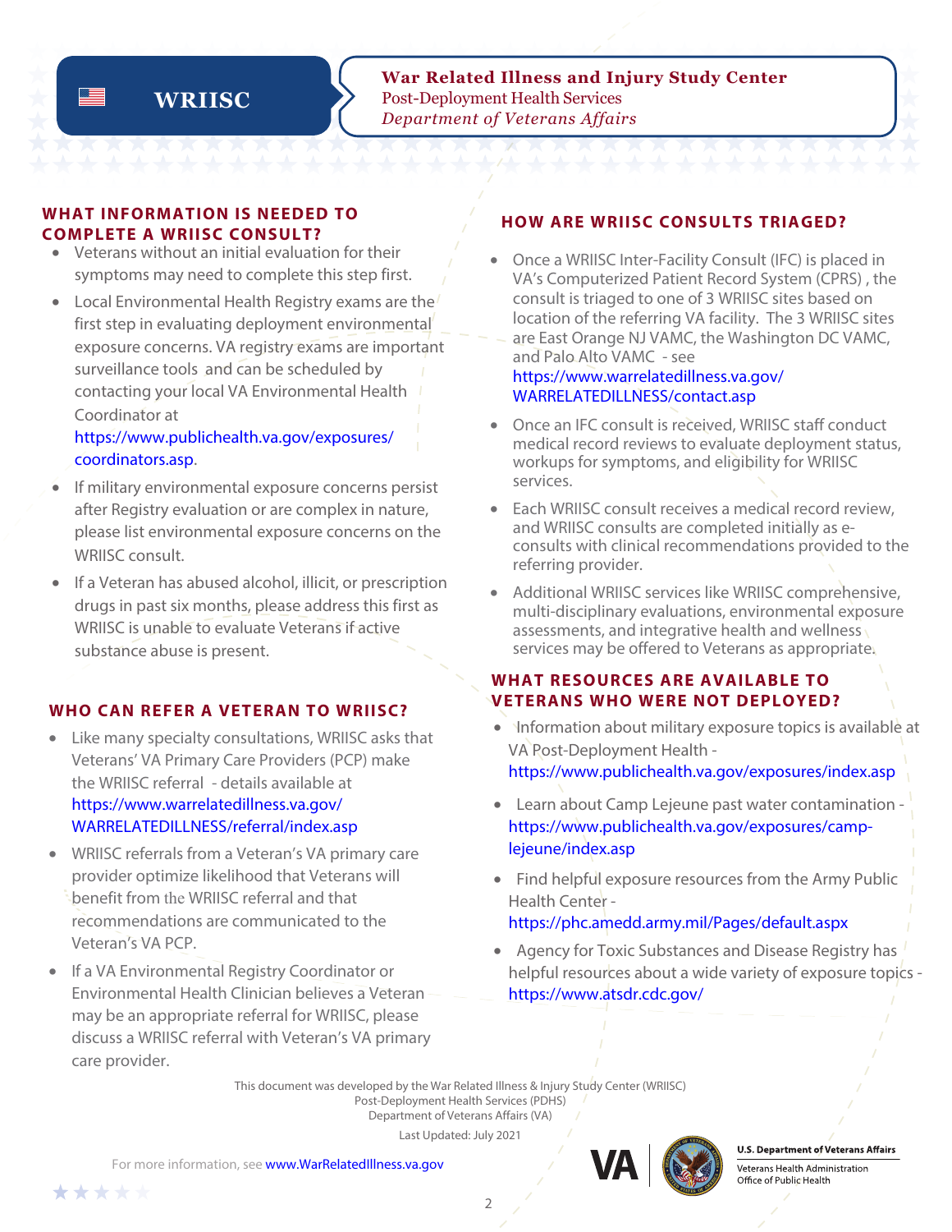WRIISC

**War Related Illness and Injury Study Center**
Post-Deployment Health Services
*Department of Veterans Affairs*

## WHAT INFORMATION IS NEEDED TO COMPLETE A WRIISC CONSULT?

- Veterans without an initial evaluation for their symptoms may need to complete this step first.
- Local Environmental Health Registry exams are the first step in evaluating deployment environmental exposure concerns. VA registry exams are important surveillance tools and can be scheduled by contacting your local VA Environmental Health Coordinator at https://www.publichealth.va.gov/exposures/coordinators.asp.
- If military environmental exposure concerns persist after Registry evaluation or are complex in nature, please list environmental exposure concerns on the WRIISC consult.
- If a Veteran has abused alcohol, illicit, or prescription drugs in past six months, please address this first as WRIISC is unable to evaluate Veterans if active substance abuse is present.

## WHO CAN REFER A VETERAN TO WRIISC?

- Like many specialty consultations, WRIISC asks that Veterans' VA Primary Care Providers (PCP) make the WRIISC referral - details available at https://www.warrelatedillness.va.gov/WARRELATEDILLNESS/referral/index.asp
- WRIISC referrals from a Veteran's VA primary care provider optimize likelihood that Veterans will benefit from the WRIISC referral and that recommendations are communicated to the Veteran's VA PCP.
- If a VA Environmental Registry Coordinator or Environmental Health Clinician believes a Veteran may be an appropriate referral for WRIISC, please discuss a WRIISC referral with Veteran's VA primary care provider.

## HOW ARE WRIISC CONSULTS TRIAGED?

- Once a WRIISC Inter-Facility Consult (IFC) is placed in VA's Computerized Patient Record System (CPRS) , the consult is triaged to one of 3 WRIISC sites based on location of the referring VA facility. The 3 WRIISC sites are East Orange NJ VAMC, the Washington DC VAMC, and Palo Alto VAMC - see https://www.warrelatedillness.va.gov/WARRELATEDILLNESS/contact.asp
- Once an IFC consult is received, WRIISC staff conduct medical record reviews to evaluate deployment status, workups for symptoms, and eligibility for WRIISC services.
- Each WRIISC consult receives a medical record review, and WRIISC consults are completed initially as e-consults with clinical recommendations provided to the referring provider.
- Additional WRIISC services like WRIISC comprehensive, multi-disciplinary evaluations, environmental exposure assessments, and integrative health and wellness services may be offered to Veterans as appropriate.

## WHAT RESOURCES ARE AVAILABLE TO VETERANS WHO WERE NOT DEPLOYED?

- Information about military exposure topics is available at VA Post-Deployment Health - https://www.publichealth.va.gov/exposures/index.asp
- Learn about Camp Lejeune past water contamination - https://www.publichealth.va.gov/exposures/camp-lejeune/index.asp
- Find helpful exposure resources from the Army Public Health Center - https://phc.amedd.army.mil/Pages/default.aspx
- Agency for Toxic Substances and Disease Registry has helpful resources about a wide variety of exposure topics - https://www.atsdr.cdc.gov/

This document was developed by the War Related Illness & Injury Study Center (WRIISC)
Post-Deployment Health Services (PDHS)
Department of Veterans Affairs (VA)

Last Updated: July 2021

For more information, see www.WarRelatedIllness.va.gov

U.S. Department of Veterans Affairs
Veterans Health Administration
Office of Public Health